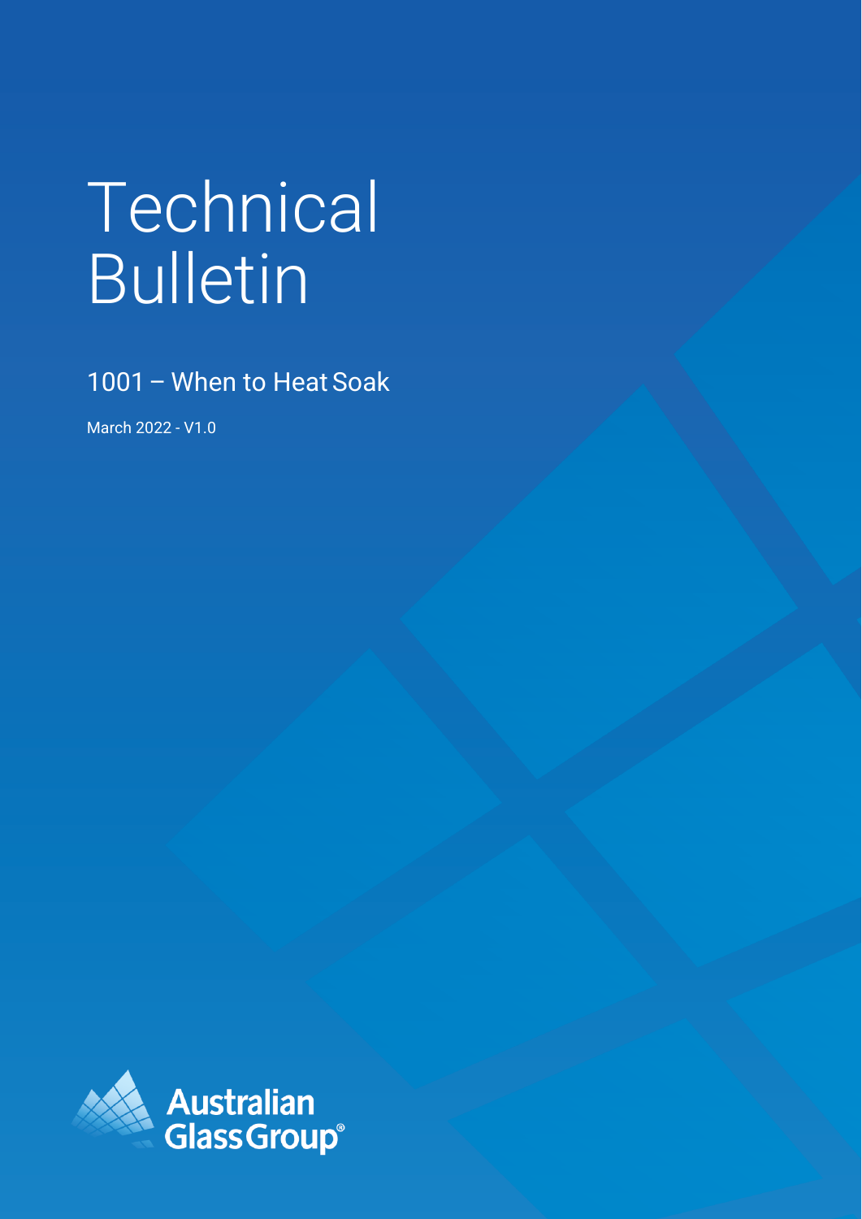# Technical Bulletin

## 1001 – When to Heat Soak

March 2022 - V1.0

Australian Glass Group®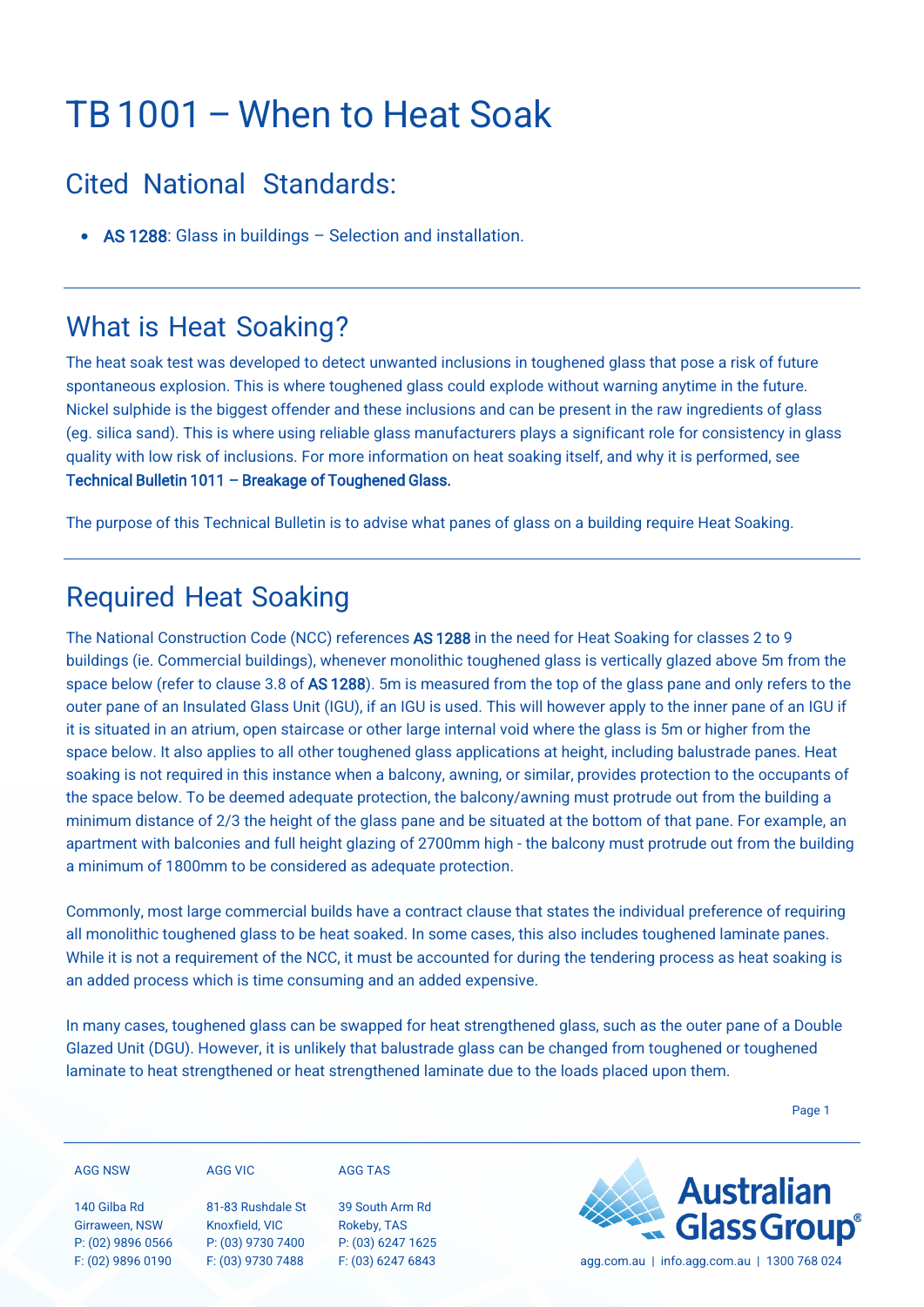# TB 1001 – When to Heat Soak

## Cited National Standards:

- AS 1288: Glass in buildings – Selection and installation.

## What is Heat Soaking?

The heat soak test was developed to detect unwanted inclusions in toughened glass that pose a risk of future spontaneous explosion. This is where toughened glass could explode without warning anytime in the future. Nickel sulphide is the biggest offender and these inclusions and can be present in the raw ingredients of glass (eg. silica sand). This is where using reliable glass manufacturers plays a significant role for consistency in glass quality with low risk of inclusions. For more information on heat soaking itself, and why it is performed, see **Technical Bulletin 1011 – Breakage of Toughened Glass.**

The purpose of this Technical Bulletin is to advise what panes of glass on a building require Heat Soaking.

## Required Heat Soaking

The National Construction Code (NCC) references AS 1288 in the need for Heat Soaking for classes 2 to 9 buildings (ie. Commercial buildings), whenever monolithic toughened glass is vertically glazed above 5m from the space below (refer to clause 3.8 of AS 1288). 5m is measured from the top of the glass pane and only refers to the outer pane of an Insulated Glass Unit (IGU), if an IGU is used. This will however apply to the inner pane of an IGU if it is situated in an atrium, open staircase or other large internal void where the glass is 5m or higher from the space below. It also applies to all other toughened glass applications at height, including balustrade panes. Heat soaking is not required in this instance when a balcony, awning, or similar, provides protection to the occupants of the space below. To be deemed adequate protection, the balcony/awning must protrude out from the building a minimum distance of 2/3 the height of the glass pane and be situated at the bottom of that pane. For example, an apartment with balconies and full height glazing of 2700mm high - the balcony must protrude out from the building a minimum of 1800mm to be considered as adequate protection.

Commonly, most large commercial builds have a contract clause that states the individual preference of requiring all monolithic toughened glass to be heat soaked. In some cases, this also includes toughened laminate panes. While it is not a requirement of the NCC, it must be accounted for during the tendering process as heat soaking is an added process which is time consuming and an added expensive.

In many cases, toughened glass can be swapped for heat strengthened glass, such as the outer pane of a Double Glazed Unit (DGU). However, it is unlikely that balustrade glass can be changed from toughened or toughened laminate to heat strengthened or heat strengthened laminate due to the loads placed upon them.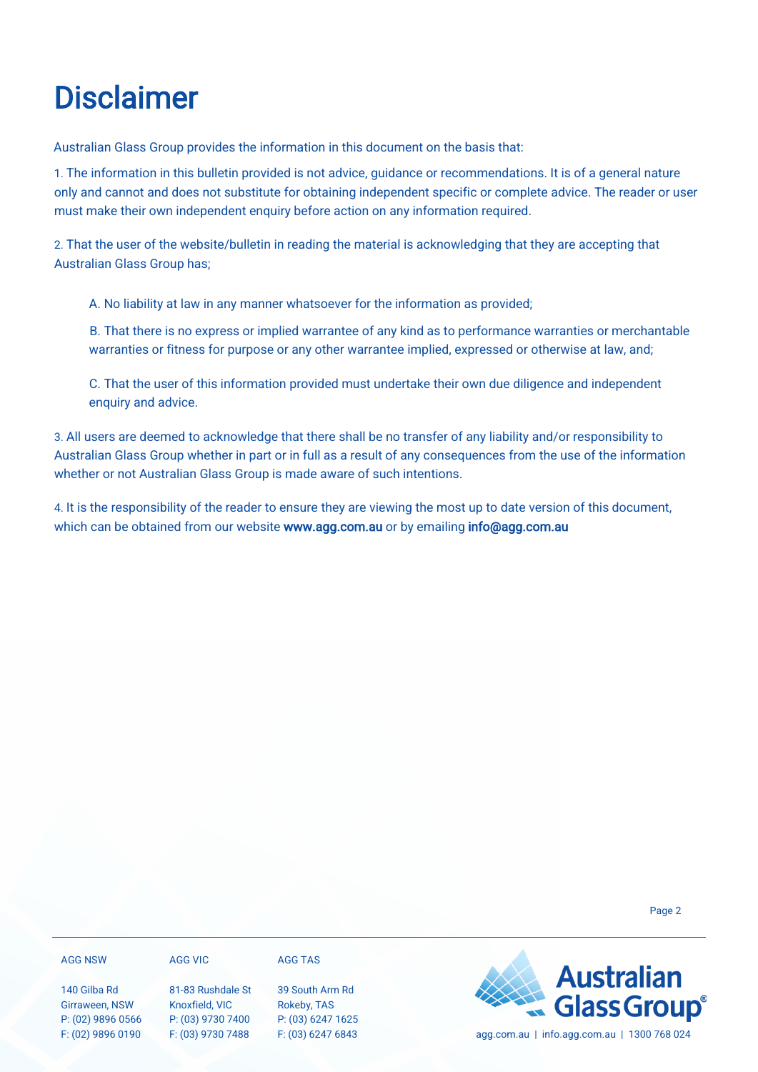# Disclaimer

Australian Glass Group provides the information in this document on the basis that:

1. The information in this bulletin provided is not advice, guidance or recommendations. It is of a general nature only and cannot and does not substitute for obtaining independent specific or complete advice. The reader or user must make their own independent enquiry before action on any information required.

2. That the user of the website/bulletin in reading the material is acknowledging that they are accepting that Australian Glass Group has;

   A. No liability at law in any manner whatsoever for the information as provided;

   B. That there is no express or implied warrantee of any kind as to performance warranties or merchantable warranties or fitness for purpose or any other warrantee implied, expressed or otherwise at law, and;

   C. That the user of this information provided must undertake their own due diligence and independent enquiry and advice.

3. All users are deemed to acknowledge that there shall be no transfer of any liability and/or responsibility to Australian Glass Group whether in part or in full as a result of any consequences from the use of the information whether or not Australian Glass Group is made aware of such intentions.

4. It is the responsibility of the reader to ensure they are viewing the most up to date version of this document, which can be obtained from our website **www.agg.com.au** or by emailing **info@agg.com.au**

AGG NSW
140 Gilba Rd
Girraween, NSW
P: (02) 9896 0566
F: (02) 9896 0190

AGG VIC
81-83 Rushdale St
Knoxfield, VIC
P: (03) 9730 7400
F: (03) 9730 7488

AGG TAS
39 South Arm Rd
Rokeby, TAS
P: (03) 6247 1625
F: (03) 6247 6843

Australian Glass Group®
agg.com.au | info.agg.com.au | 1300 768 024